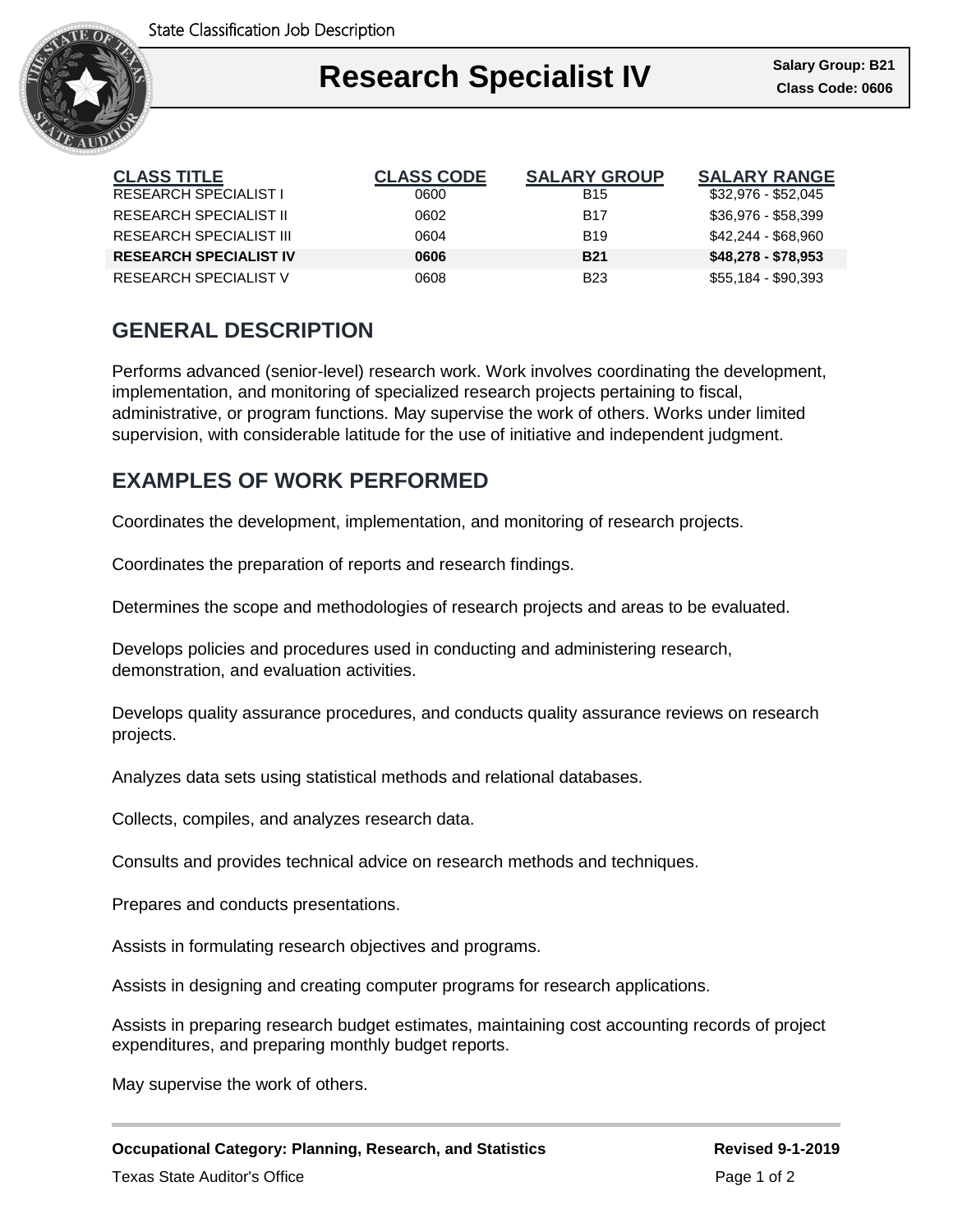State Classification Job Description

# Research Specialist IV

**Salary Group: B21**
**Class Code: 0606**

| CLASS TITLE | CLASS CODE | SALARY GROUP | SALARY RANGE |
| --- | --- | --- | --- |
| RESEARCH SPECIALIST I | 0600 | B15 | $32,976 - $52,045 |
| RESEARCH SPECIALIST II | 0602 | B17 | $36,976 - $58,399 |
| RESEARCH SPECIALIST III | 0604 | B19 | $42,244 - $68,960 |
| **RESEARCH SPECIALIST IV** | **0606** | **B21** | **$48,278 - $78,953** |
| RESEARCH SPECIALIST V | 0608 | B23 | $55,184 - $90,393 |

## GENERAL DESCRIPTION

Performs advanced (senior-level) research work. Work involves coordinating the development, implementation, and monitoring of specialized research projects pertaining to fiscal, administrative, or program functions. May supervise the work of others. Works under limited supervision, with considerable latitude for the use of initiative and independent judgment.

## EXAMPLES OF WORK PERFORMED

Coordinates the development, implementation, and monitoring of research projects.

Coordinates the preparation of reports and research findings.

Determines the scope and methodologies of research projects and areas to be evaluated.

Develops policies and procedures used in conducting and administering research, demonstration, and evaluation activities.

Develops quality assurance procedures, and conducts quality assurance reviews on research projects.

Analyzes data sets using statistical methods and relational databases.

Collects, compiles, and analyzes research data.

Consults and provides technical advice on research methods and techniques.

Prepares and conducts presentations.

Assists in formulating research objectives and programs.

Assists in designing and creating computer programs for research applications.

Assists in preparing research budget estimates, maintaining cost accounting records of project expenditures, and preparing monthly budget reports.

May supervise the work of others.

**Occupational Category: Planning, Research, and Statistics** **Revised 9-1-2019**

Texas State Auditor's Office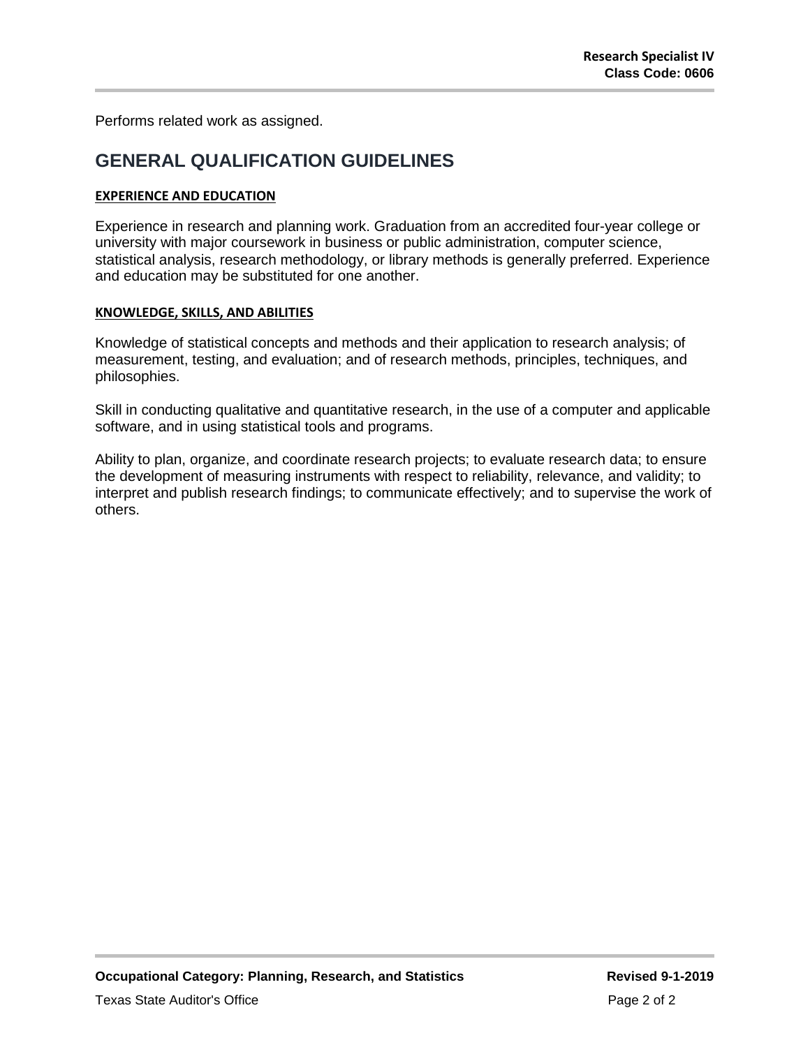Performs related work as assigned.

## GENERAL QUALIFICATION GUIDELINES

### EXPERIENCE AND EDUCATION

Experience in research and planning work. Graduation from an accredited four-year college or university with major coursework in business or public administration, computer science, statistical analysis, research methodology, or library methods is generally preferred. Experience and education may be substituted for one another.

### KNOWLEDGE, SKILLS, AND ABILITIES

Knowledge of statistical concepts and methods and their application to research analysis; of measurement, testing, and evaluation; and of research methods, principles, techniques, and philosophies.

Skill in conducting qualitative and quantitative research, in the use of a computer and applicable software, and in using statistical tools and programs.

Ability to plan, organize, and coordinate research projects; to evaluate research data; to ensure the development of measuring instruments with respect to reliability, relevance, and validity; to interpret and publish research findings; to communicate effectively; and to supervise the work of others.